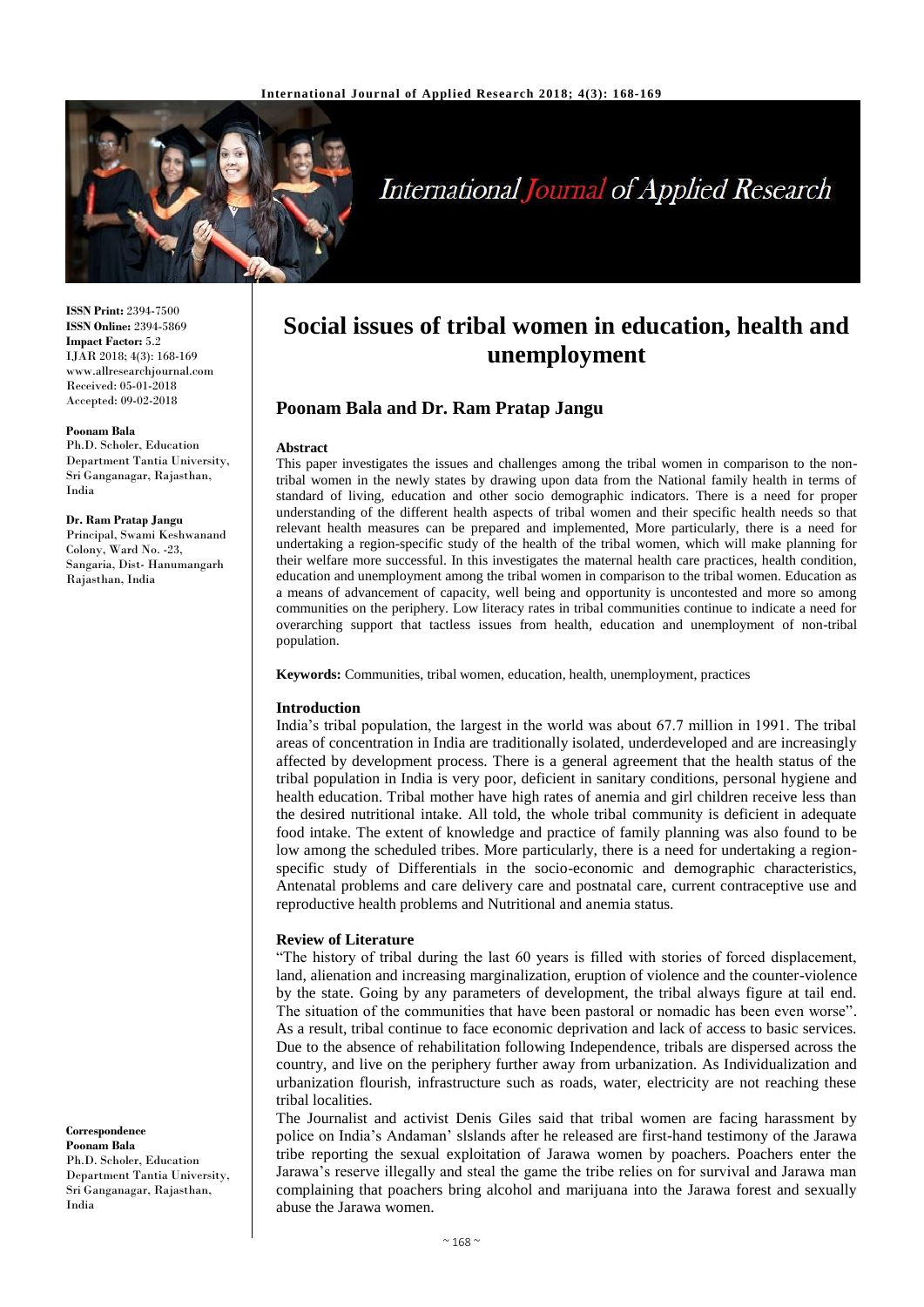# Social issues of tribal women in education, health and unemployment

## Poonam Bala and Dr. Ram Pratap Jangu

**ISSN Print:** 2394-7500
**ISSN Online:** 2394-5869
**Impact Factor:** 5.2
IJAR 2018; 4(3): 168-169
www.allresearchjournal.com
Received: 05-01-2018
Accepted: 09-02-2018

**Poonam Bala**
Ph.D. Scholer, Education Department Tantia University, Sri Ganganagar, Rajasthan, India

**Dr. Ram Pratap Jangu**
Principal, Swami Keshwanand Colony, Ward No. -23, Sangaria, Dist- Hanumangarh Rajasthan, India

**Correspondence**
**Poonam Bala**
Ph.D. Scholer, Education Department Tantia University, Sri Ganganagar, Rajasthan, India

### Abstract

This paper investigates the issues and challenges among the tribal women in comparison to the non-tribal women in the newly states by drawing upon data from the National family health in terms of standard of living, education and other socio demographic indicators. There is a need for proper understanding of the different health aspects of tribal women and their specific health needs so that relevant health measures can be prepared and implemented, More particularly, there is a need for undertaking a region-specific study of the health of the tribal women, which will make planning for their welfare more successful. In this investigates the maternal health care practices, health condition, education and unemployment among the tribal women in comparison to the tribal women. Education as a means of advancement of capacity, well being and opportunity is uncontested and more so among communities on the periphery. Low literacy rates in tribal communities continue to indicate a need for overarching support that tactless issues from health, education and unemployment of non-tribal population.

**Keywords:** Communities, tribal women, education, health, unemployment, practices

### Introduction

India's tribal population, the largest in the world was about 67.7 million in 1991. The tribal areas of concentration in India are traditionally isolated, underdeveloped and are increasingly affected by development process. There is a general agreement that the health status of the tribal population in India is very poor, deficient in sanitary conditions, personal hygiene and health education. Tribal mother have high rates of anemia and girl children receive less than the desired nutritional intake. All told, the whole tribal community is deficient in adequate food intake. The extent of knowledge and practice of family planning was also found to be low among the scheduled tribes. More particularly, there is a need for undertaking a region-specific study of Differentials in the socio-economic and demographic characteristics, Antenatal problems and care delivery care and postnatal care, current contraceptive use and reproductive health problems and Nutritional and anemia status.

### Review of Literature

"The history of tribal during the last 60 years is filled with stories of forced displacement, land, alienation and increasing marginalization, eruption of violence and the counter-violence by the state. Going by any parameters of development, the tribal always figure at tail end. The situation of the communities that have been pastoral or nomadic has been even worse". As a result, tribal continue to face economic deprivation and lack of access to basic services. Due to the absence of rehabilitation following Independence, tribals are dispersed across the country, and live on the periphery further away from urbanization. As Individualization and urbanization flourish, infrastructure such as roads, water, electricity are not reaching these tribal localities.

The Journalist and activist Denis Giles said that tribal women are facing harassment by police on India's Andaman' slslands after he released are first-hand testimony of the Jarawa tribe reporting the sexual exploitation of Jarawa women by poachers. Poachers enter the Jarawa's reserve illegally and steal the game the tribe relies on for survival and Jarawa man complaining that poachers bring alcohol and marijuana into the Jarawa forest and sexually abuse the Jarawa women.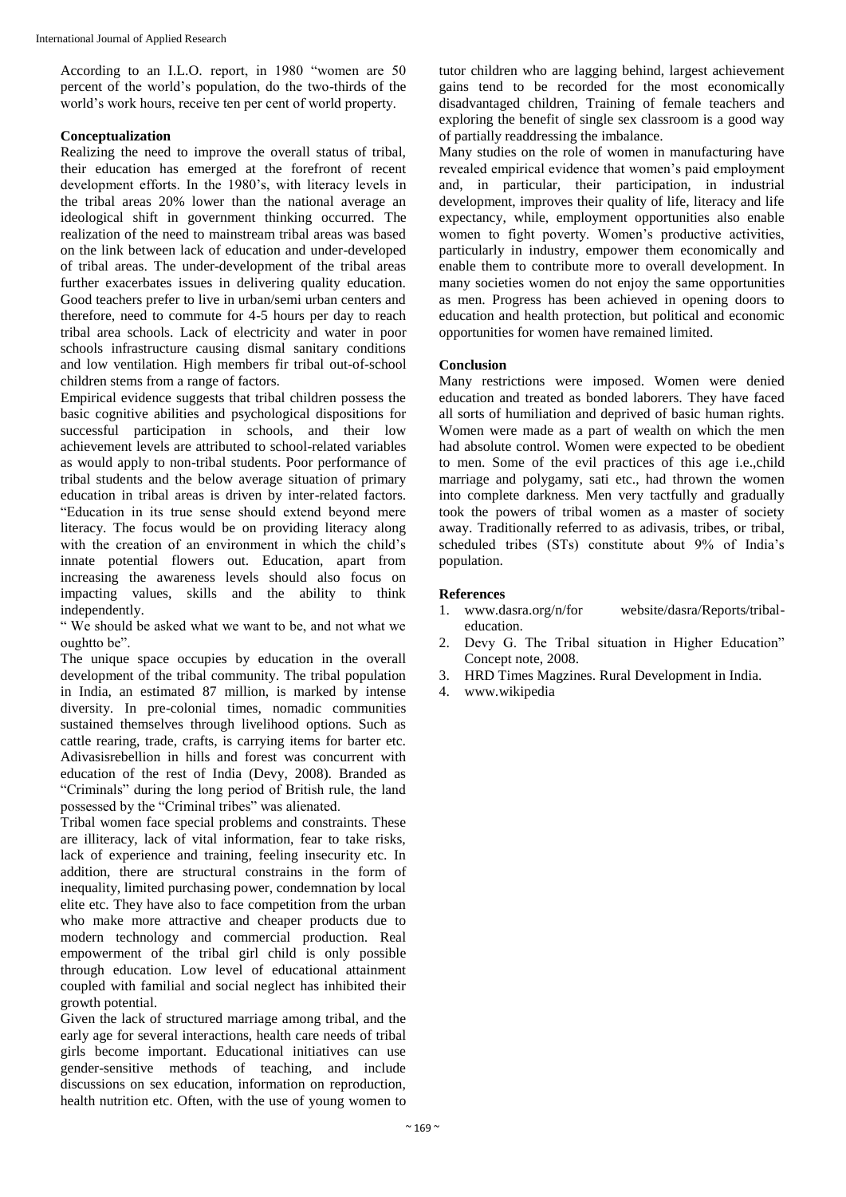According to an I.L.O. report, in 1980 "women are 50 percent of the world's population, do the two-thirds of the world's work hours, receive ten per cent of world property.

## Conceptualization

Realizing the need to improve the overall status of tribal, their education has emerged at the forefront of recent development efforts. In the 1980's, with literacy levels in the tribal areas 20% lower than the national average an ideological shift in government thinking occurred. The realization of the need to mainstream tribal areas was based on the link between lack of education and under-developed of tribal areas. The under-development of the tribal areas further exacerbates issues in delivering quality education. Good teachers prefer to live in urban/semi urban centers and therefore, need to commute for 4-5 hours per day to reach tribal area schools. Lack of electricity and water in poor schools infrastructure causing dismal sanitary conditions and low ventilation. High members fir tribal out-of-school children stems from a range of factors.

Empirical evidence suggests that tribal children possess the basic cognitive abilities and psychological dispositions for successful participation in schools, and their low achievement levels are attributed to school-related variables as would apply to non-tribal students. Poor performance of tribal students and the below average situation of primary education in tribal areas is driven by inter-related factors. "Education in its true sense should extend beyond mere literacy. The focus would be on providing literacy along with the creation of an environment in which the child's innate potential flowers out. Education, apart from increasing the awareness levels should also focus on impacting values, skills and the ability to think independently.

" We should be asked what we want to be, and not what we oughtto be".

The unique space occupies by education in the overall development of the tribal community. The tribal population in India, an estimated 87 million, is marked by intense diversity. In pre-colonial times, nomadic communities sustained themselves through livelihood options. Such as cattle rearing, trade, crafts, is carrying items for barter etc. Adivasisrebellion in hills and forest was concurrent with education of the rest of India (Devy, 2008). Branded as "Criminals" during the long period of British rule, the land possessed by the "Criminal tribes" was alienated.

Tribal women face special problems and constraints. These are illiteracy, lack of vital information, fear to take risks, lack of experience and training, feeling insecurity etc. In addition, there are structural constrains in the form of inequality, limited purchasing power, condemnation by local elite etc. They have also to face competition from the urban who make more attractive and cheaper products due to modern technology and commercial production. Real empowerment of the tribal girl child is only possible through education. Low level of educational attainment coupled with familial and social neglect has inhibited their growth potential.

Given the lack of structured marriage among tribal, and the early age for several interactions, health care needs of tribal girls become important. Educational initiatives can use gender-sensitive methods of teaching, and include discussions on sex education, information on reproduction, health nutrition etc. Often, with the use of young women to tutor children who are lagging behind, largest achievement gains tend to be recorded for the most economically disadvantaged children, Training of female teachers and exploring the benefit of single sex classroom is a good way of partially readdressing the imbalance.

Many studies on the role of women in manufacturing have revealed empirical evidence that women's paid employment and, in particular, their participation, in industrial development, improves their quality of life, literacy and life expectancy, while, employment opportunities also enable women to fight poverty. Women's productive activities, particularly in industry, empower them economically and enable them to contribute more to overall development. In many societies women do not enjoy the same opportunities as men. Progress has been achieved in opening doors to education and health protection, but political and economic opportunities for women have remained limited.

## Conclusion

Many restrictions were imposed. Women were denied education and treated as bonded laborers. They have faced all sorts of humiliation and deprived of basic human rights. Women were made as a part of wealth on which the men had absolute control. Women were expected to be obedient to men. Some of the evil practices of this age i.e.,child marriage and polygamy, sati etc., had thrown the women into complete darkness. Men very tactfully and gradually took the powers of tribal women as a master of society away. Traditionally referred to as adivasis, tribes, or tribal, scheduled tribes (STs) constitute about 9% of India's population.

## References

1. www.dasra.org/n/for website/dasra/Reports/tribal-education.
2. Devy G. The Tribal situation in Higher Education" Concept note, 2008.
3. HRD Times Magzines. Rural Development in India.
4. www.wikipedia